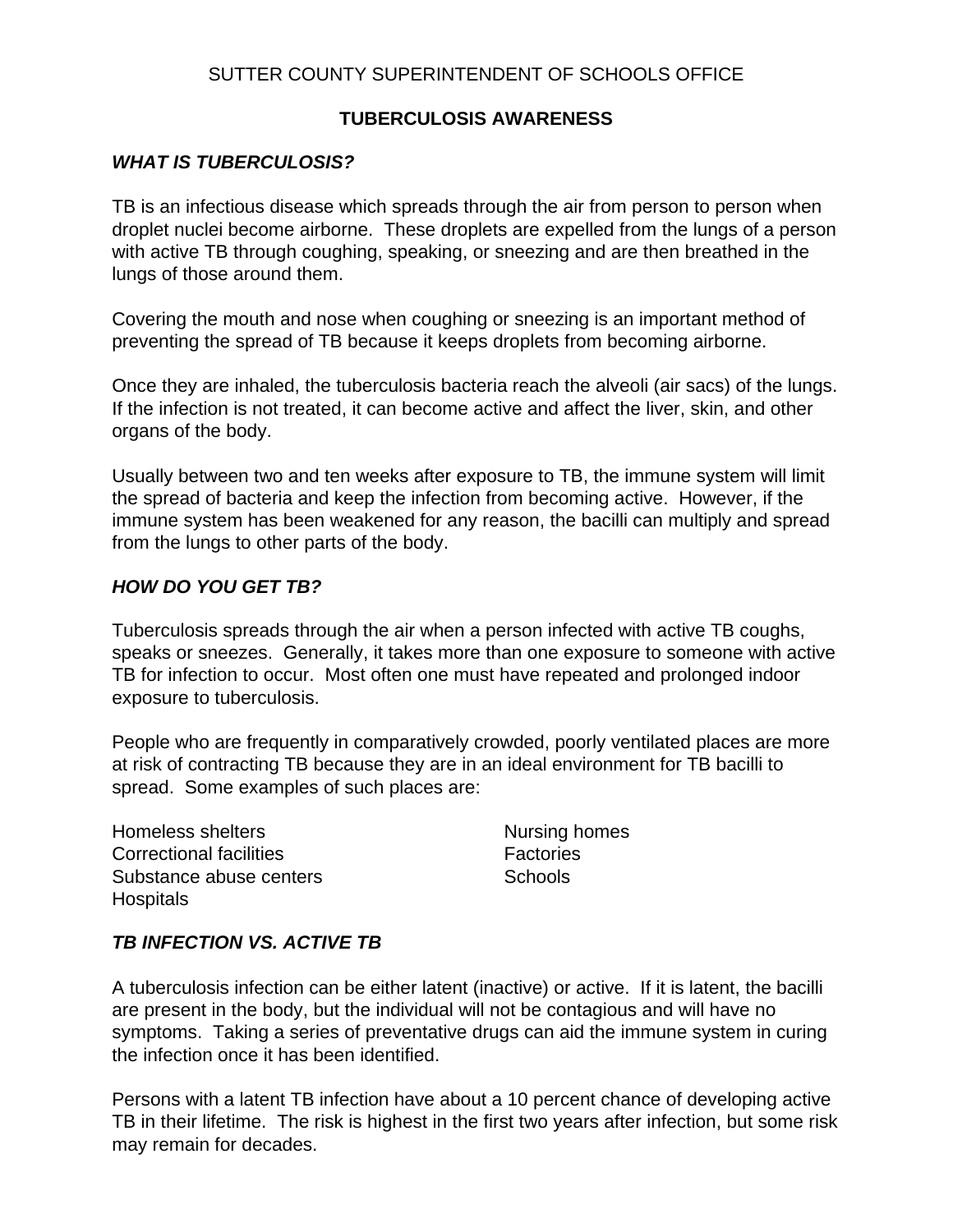SUTTER COUNTY SUPERINTENDENT OF SCHOOLS OFFICE

# TUBERCULOSIS AWARENESS

### *WHAT IS TUBERCULOSIS?*

TB is an infectious disease which spreads through the air from person to person when droplet nuclei become airborne. These droplets are expelled from the lungs of a person with active TB through coughing, speaking, or sneezing and are then breathed in the lungs of those around them.

Covering the mouth and nose when coughing or sneezing is an important method of preventing the spread of TB because it keeps droplets from becoming airborne.

Once they are inhaled, the tuberculosis bacteria reach the alveoli (air sacs) of the lungs. If the infection is not treated, it can become active and affect the liver, skin, and other organs of the body.

Usually between two and ten weeks after exposure to TB, the immune system will limit the spread of bacteria and keep the infection from becoming active. However, if the immune system has been weakened for any reason, the bacilli can multiply and spread from the lungs to other parts of the body.

### *HOW DO YOU GET TB?*

Tuberculosis spreads through the air when a person infected with active TB coughs, speaks or sneezes. Generally, it takes more than one exposure to someone with active TB for infection to occur. Most often one must have repeated and prolonged indoor exposure to tuberculosis.

People who are frequently in comparatively crowded, poorly ventilated places are more at risk of contracting TB because they are in an ideal environment for TB bacilli to spread. Some examples of such places are:

- Homeless shelters
- Correctional facilities
- Substance abuse centers
- Hospitals
- Nursing homes
- Factories
- Schools

### *TB INFECTION VS. ACTIVE TB*

A tuberculosis infection can be either latent (inactive) or active. If it is latent, the bacilli are present in the body, but the individual will not be contagious and will have no symptoms. Taking a series of preventative drugs can aid the immune system in curing the infection once it has been identified.

Persons with a latent TB infection have about a 10 percent chance of developing active TB in their lifetime. The risk is highest in the first two years after infection, but some risk may remain for decades.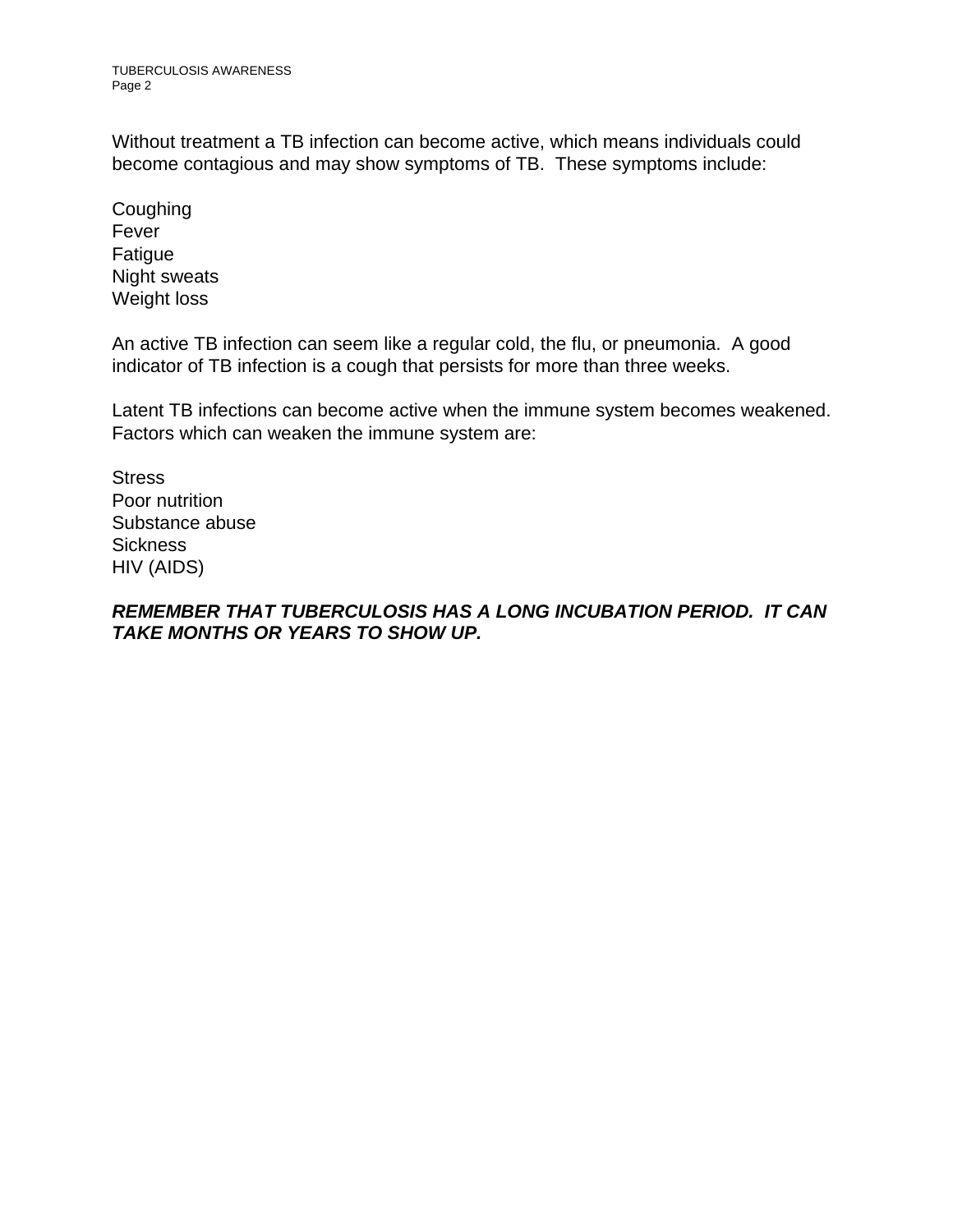Without treatment a TB infection can become active, which means individuals could become contagious and may show symptoms of TB.  These symptoms include:

Coughing
Fever
Fatigue
Night sweats
Weight loss

An active TB infection can seem like a regular cold, the flu, or pneumonia.  A good indicator of TB infection is a cough that persists for more than three weeks.

Latent TB infections can become active when the immune system becomes weakened. Factors which can weaken the immune system are:

Stress
Poor nutrition
Substance abuse
Sickness
HIV (AIDS)

***REMEMBER THAT TUBERCULOSIS HAS A LONG INCUBATION PERIOD.  IT CAN TAKE MONTHS OR YEARS TO SHOW UP.***